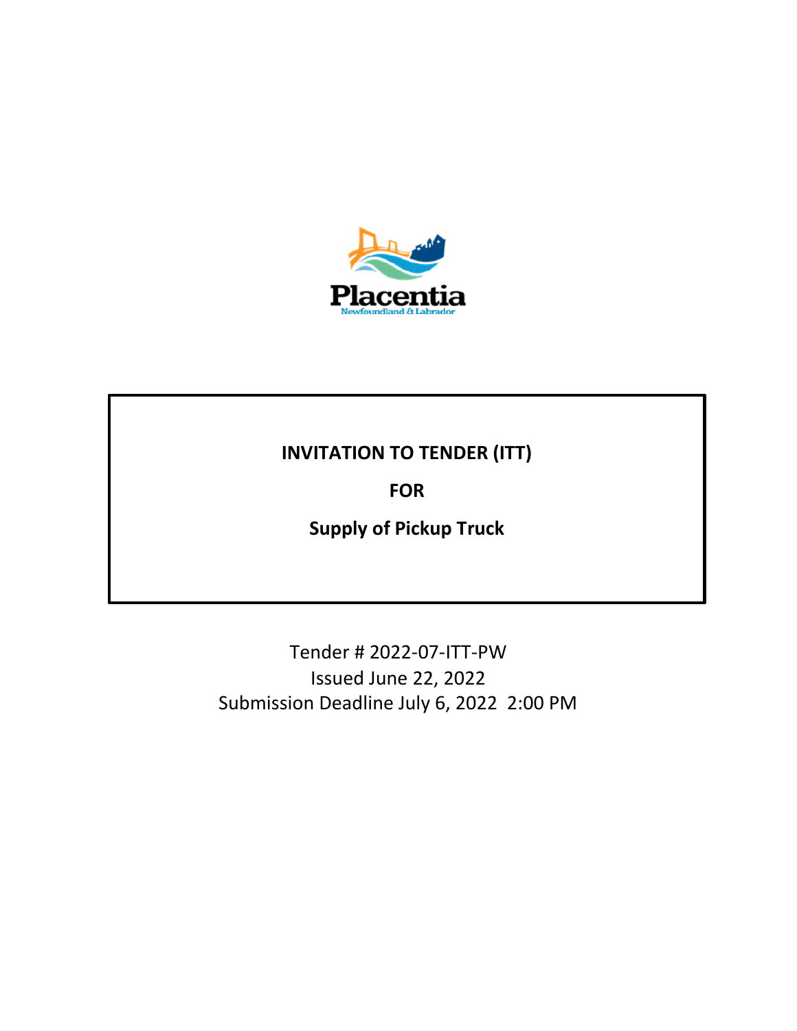Placentia
Newfoundland & Labrador

# INVITATION TO TENDER (ITT)

# FOR

# Supply of Pickup Truck

Tender # 2022-07-ITT-PW
Issued June 22, 2022
Submission Deadline July 6, 2022 2:00 PM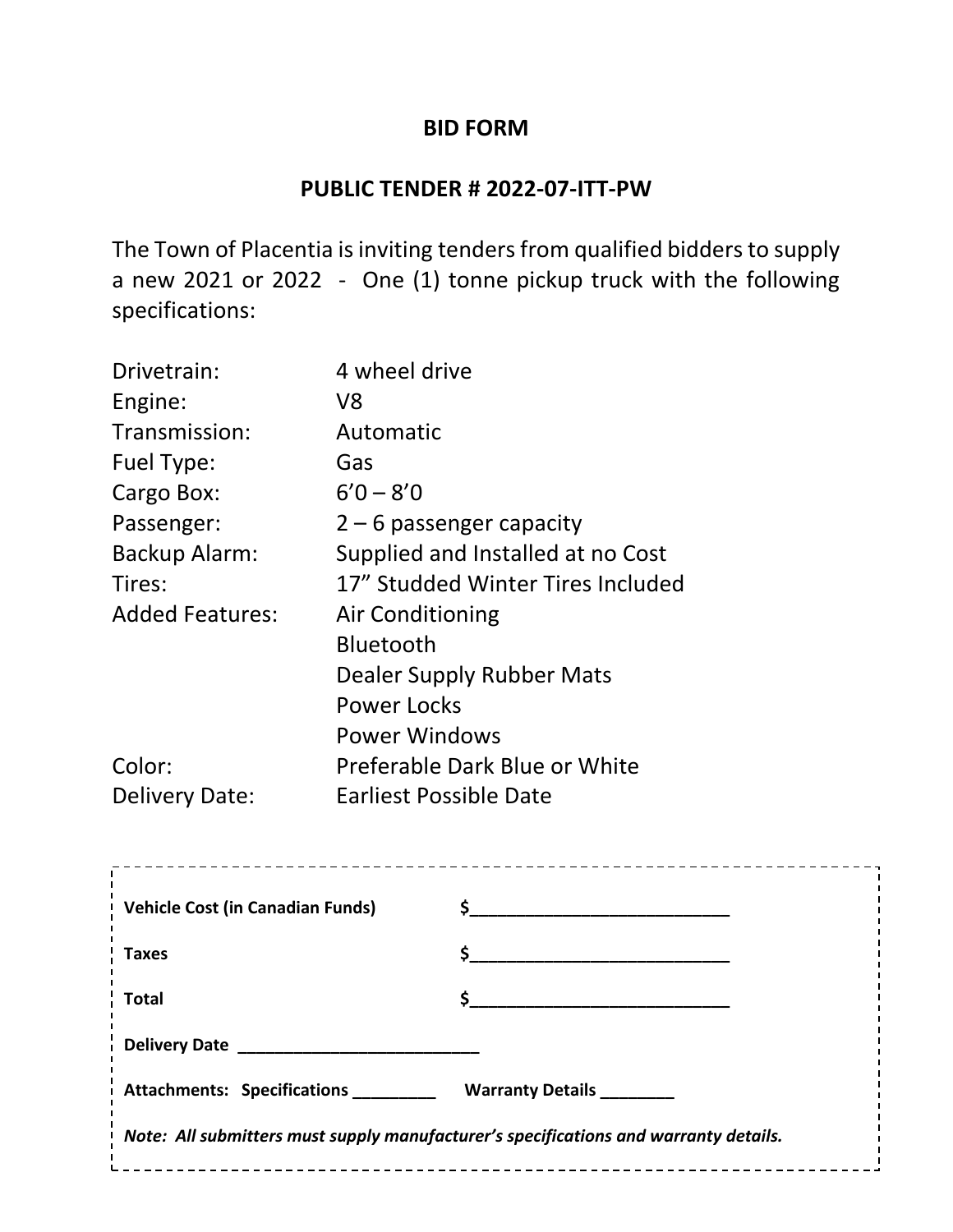## BID FORM

## PUBLIC TENDER # 2022-07-ITT-PW

The Town of Placentia is inviting tenders from qualified bidders to supply a new 2021 or 2022 - One (1) tonne pickup truck with the following specifications:

| | |
|---|---|
| Drivetrain: | 4 wheel drive |
| Engine: | V8 |
| Transmission: | Automatic |
| Fuel Type: | Gas |
| Cargo Box: | 6'0 – 8'0 |
| Passenger: | 2 – 6 passenger capacity |
| Backup Alarm: | Supplied and Installed at no Cost |
| Tires: | 17" Studded Winter Tires Included |
| Added Features: | Air Conditioning |
| | Bluetooth |
| | Dealer Supply Rubber Mats |
| | Power Locks |
| | Power Windows |
| Color: | Preferable Dark Blue or White |
| Delivery Date: | Earliest Possible Date |

**Vehicle Cost (in Canadian Funds)** **$___________________________**

**Taxes** **$___________________________**

**Total** **$___________________________**

**Delivery Date ___________________________**

**Attachments: Specifications _________ Warranty Details ________**

***Note: All submitters must supply manufacturer's specifications and warranty details.***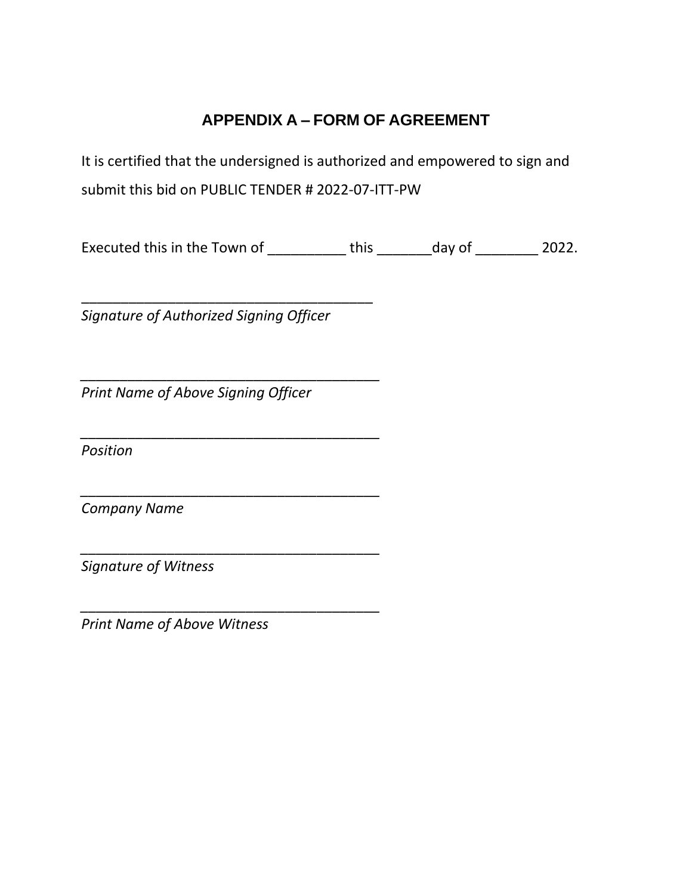## APPENDIX A – FORM OF AGREEMENT

It is certified that the undersigned is authorized and empowered to sign and submit this bid on PUBLIC TENDER # 2022-07-ITT-PW

Executed this in the Town of __________ this _______day of ________ 2022.

_______________________________________

*Signature of Authorized Signing Officer*

_______________________________________

*Print Name of Above Signing Officer*

_______________________________________

*Position*

_______________________________________

*Company Name*

_______________________________________

*Signature of Witness*

_______________________________________

*Print Name of Above Witness*